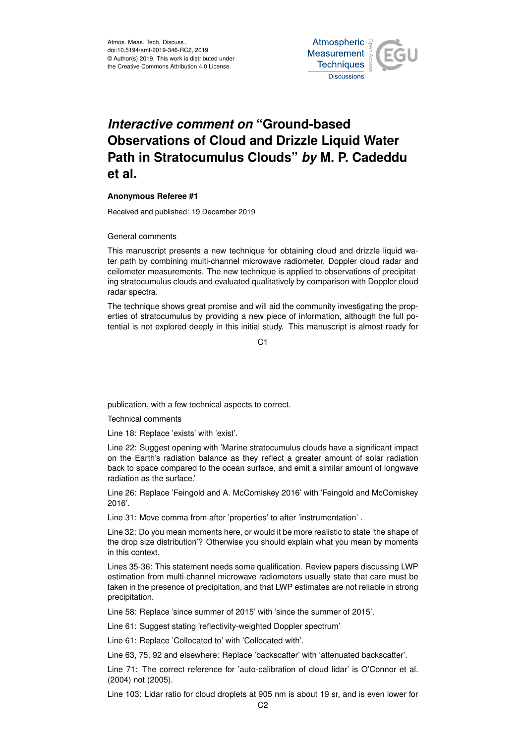Atmos. Meas. Tech. Discuss.,
doi:10.5194/amt-2019-346-RC2, 2019
© Author(s) 2019. This work is distributed under
the Creative Commons Attribution 4.0 License.

# *Interactive comment on* "Ground-based Observations of Cloud and Drizzle Liquid Water Path in Stratocumulus Clouds" *by* M. P. Cadeddu et al.

**Anonymous Referee #1**

Received and published: 19 December 2019

General comments

This manuscript presents a new technique for obtaining cloud and drizzle liquid water path by combining multi-channel microwave radiometer, Doppler cloud radar and ceilometer measurements. The new technique is applied to observations of precipitating stratocumulus clouds and evaluated qualitatively by comparison with Doppler cloud radar spectra.

The technique shows great promise and will aid the community investigating the properties of stratocumulus by providing a new piece of information, although the full potential is not explored deeply in this initial study. This manuscript is almost ready for publication, with a few technical aspects to correct.

Technical comments

Line 18: Replace 'exists' with 'exist'.

Line 22: Suggest opening with 'Marine stratocumulus clouds have a significant impact on the Earth's radiation balance as they reflect a greater amount of solar radiation back to space compared to the ocean surface, and emit a similar amount of longwave radiation as the surface.'

Line 26: Replace 'Feingold and A. McComiskey 2016' with 'Feingold and McComiskey 2016'.

Line 31: Move comma from after 'properties' to after 'instrumentation' .

Line 32: Do you mean moments here, or would it be more realistic to state 'the shape of the drop size distribution'? Otherwise you should explain what you mean by moments in this context.

Lines 35-36: This statement needs some qualification. Review papers discussing LWP estimation from multi-channel microwave radiometers usually state that care must be taken in the presence of precipitation, and that LWP estimates are not reliable in strong precipitation.

Line 58: Replace 'since summer of 2015' with 'since the summer of 2015'.

Line 61: Suggest stating 'reflectivity-weighted Doppler spectrum'

Line 61: Replace 'Collocated to' with 'Collocated with'.

Line 63, 75, 92 and elsewhere: Replace 'backscatter' with 'attenuated backscatter'.

Line 71: The correct reference for 'auto-calibration of cloud lidar' is O'Connor et al. (2004) not (2005).

Line 103: Lidar ratio for cloud droplets at 905 nm is about 19 sr, and is even lower for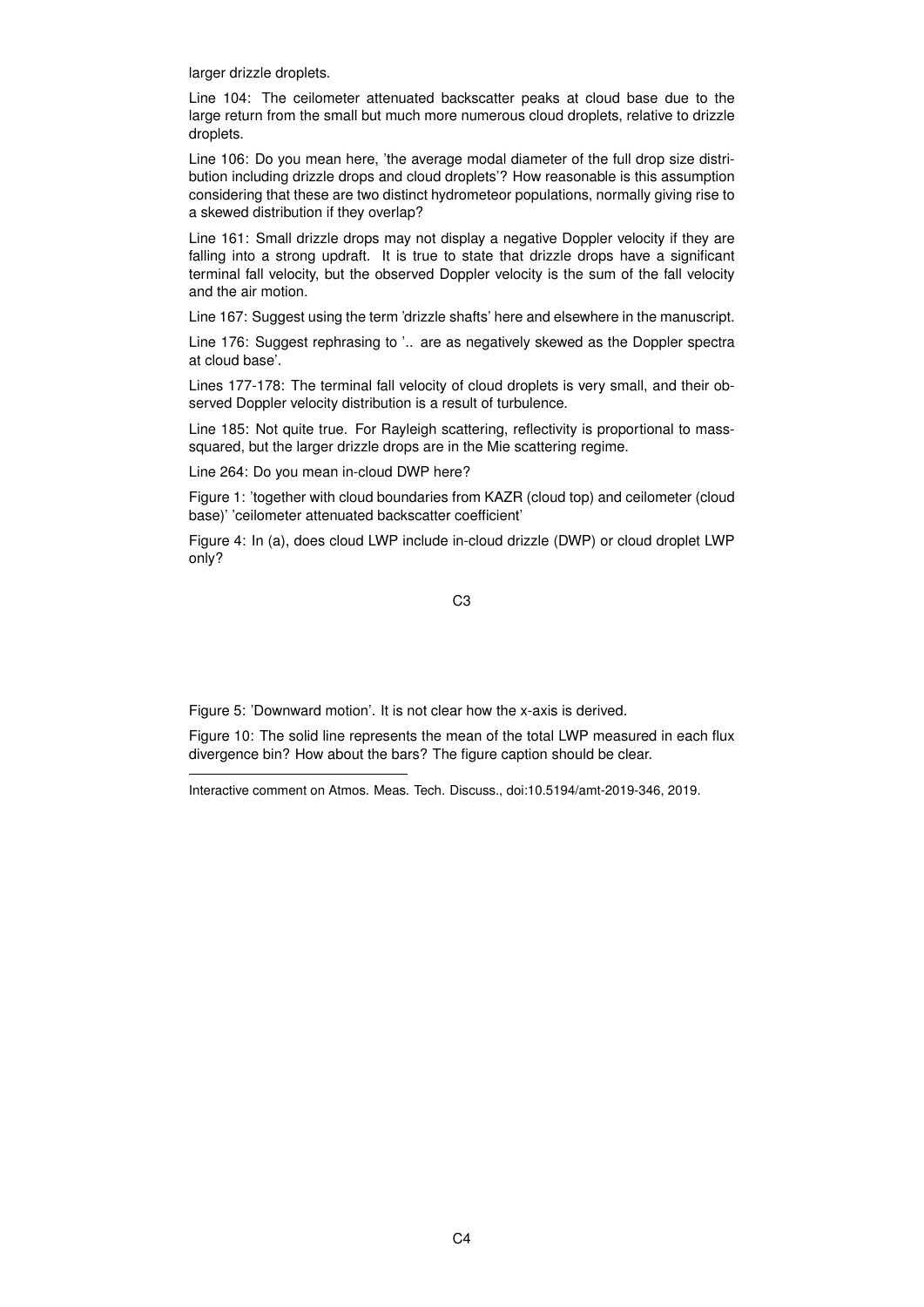larger drizzle droplets.

Line 104: The ceilometer attenuated backscatter peaks at cloud base due to the large return from the small but much more numerous cloud droplets, relative to drizzle droplets.

Line 106: Do you mean here, 'the average modal diameter of the full drop size distribution including drizzle drops and cloud droplets'? How reasonable is this assumption considering that these are two distinct hydrometeor populations, normally giving rise to a skewed distribution if they overlap?

Line 161: Small drizzle drops may not display a negative Doppler velocity if they are falling into a strong updraft. It is true to state that drizzle drops have a significant terminal fall velocity, but the observed Doppler velocity is the sum of the fall velocity and the air motion.

Line 167: Suggest using the term 'drizzle shafts' here and elsewhere in the manuscript.

Line 176: Suggest rephrasing to '.. are as negatively skewed as the Doppler spectra at cloud base'.

Lines 177-178: The terminal fall velocity of cloud droplets is very small, and their observed Doppler velocity distribution is a result of turbulence.

Line 185: Not quite true. For Rayleigh scattering, reflectivity is proportional to mass-squared, but the larger drizzle drops are in the Mie scattering regime.

Line 264: Do you mean in-cloud DWP here?

Figure 1: 'together with cloud boundaries from KAZR (cloud top) and ceilometer (cloud base)' 'ceilometer attenuated backscatter coefficient'

Figure 4: In (a), does cloud LWP include in-cloud drizzle (DWP) or cloud droplet LWP only?

Figure 5: 'Downward motion'. It is not clear how the x-axis is derived.

Figure 10: The solid line represents the mean of the total LWP measured in each flux divergence bin? How about the bars? The figure caption should be clear.

---

Interactive comment on Atmos. Meas. Tech. Discuss., doi:10.5194/amt-2019-346, 2019.